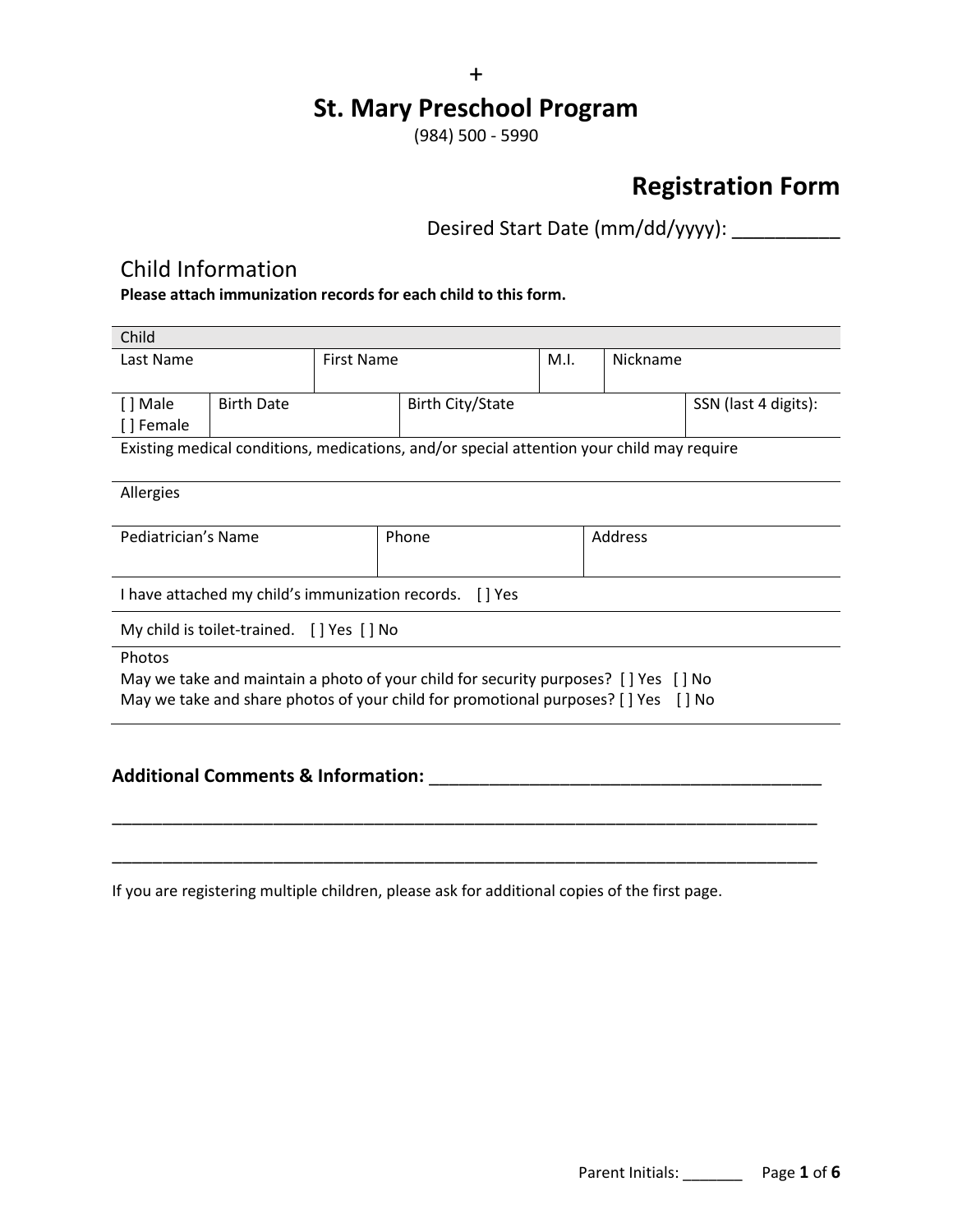+

# St. Mary Preschool Program

(984) 500 - 5990

## Registration Form

Desired Start Date (mm/dd/yyyy): __________

### Child Information

**Please attach immunization records for each child to this form.**

| Child | | | | | |
|---|---|---|---|---|---|
| Last Name | | First Name | | M.I. | Nickname |
| [ ] Male [ ] Female | Birth Date | | Birth City/State | | SSN (last 4 digits): |
| Existing medical conditions, medications, and/or special attention your child may require | | | | | |
| Allergies | | | | | |
| Pediatrician's Name | | Phone | | Address | |
| I have attached my child's immunization records. [ ] Yes | | | | | |
| My child is toilet-trained. [ ] Yes [ ] No | | | | | |
| Photos<br>May we take and maintain a photo of your child for security purposes? [ ] Yes [ ] No<br>May we take and share photos of your child for promotional purposes? [ ] Yes [ ] No | | | | | |

**Additional Comments & Information:** ________________________________________

________________________________________________________________________________

________________________________________________________________________________

If you are registering multiple children, please ask for additional copies of the first page.

Parent Initials: _______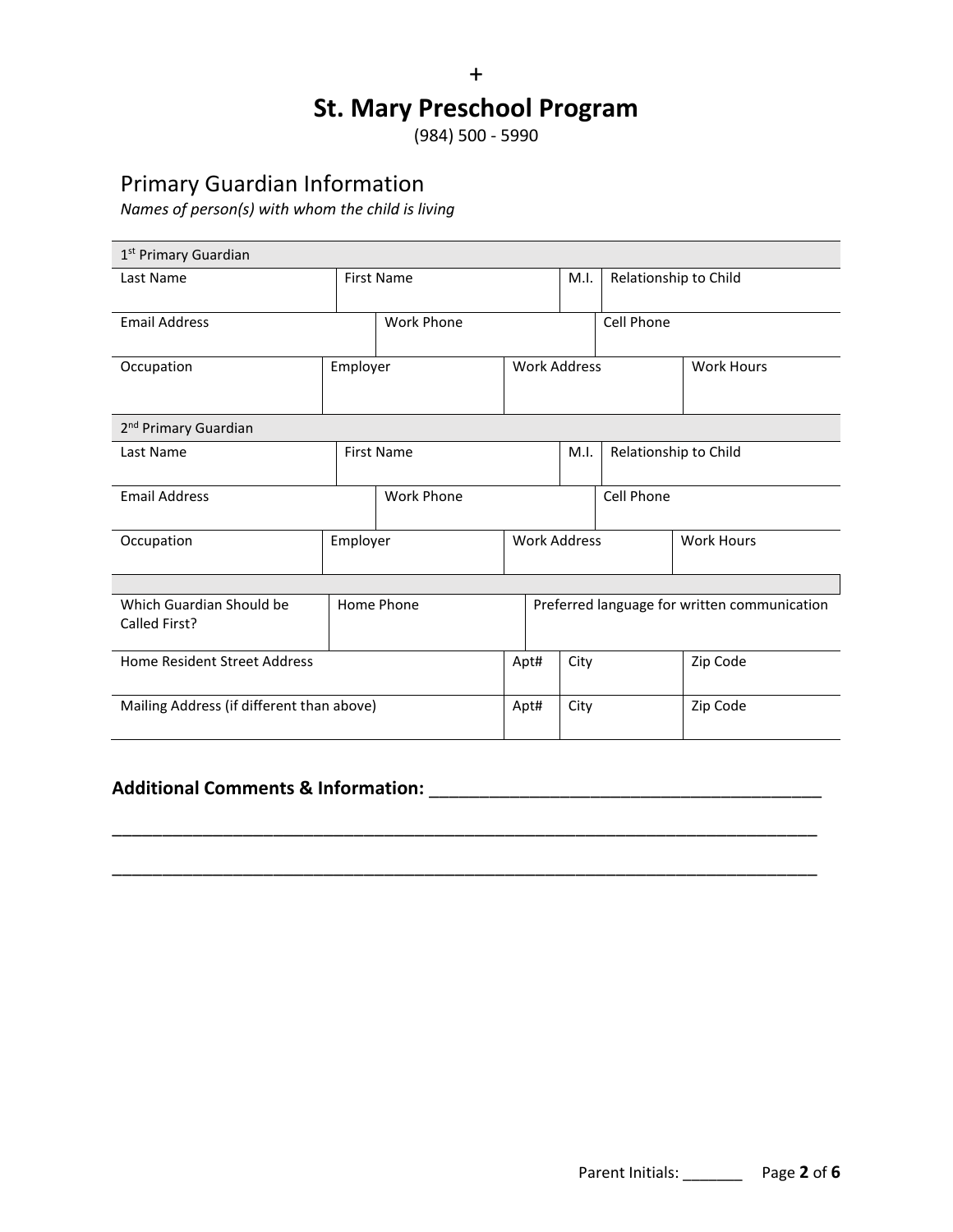+

# St. Mary Preschool Program

(984) 500 - 5990

## Primary Guardian Information

*Names of person(s) with whom the child is living*

| 1st Primary Guardian | | | |
|---|---|---|---|
| Last Name | First Name | M.I. | Relationship to Child |
| Email Address | Work Phone | Cell Phone | |
| Occupation | Employer | Work Address | Work Hours |
| **2nd Primary Guardian** | | | |
| Last Name | First Name | M.I. | Relationship to Child |
| Email Address | Work Phone | Cell Phone | |
| Occupation | Employer | Work Address | Work Hours |

| Which Guardian Should be Called First? | Home Phone | Preferred language for written communication | |
|---|---|---|---|
| Home Resident Street Address | Apt# | City | Zip Code |
| Mailing Address (if different than above) | Apt# | City | Zip Code |

**Additional Comments & Information:** ________________________________________

______________________________________________________________________________

______________________________________________________________________________

Parent Initials: _______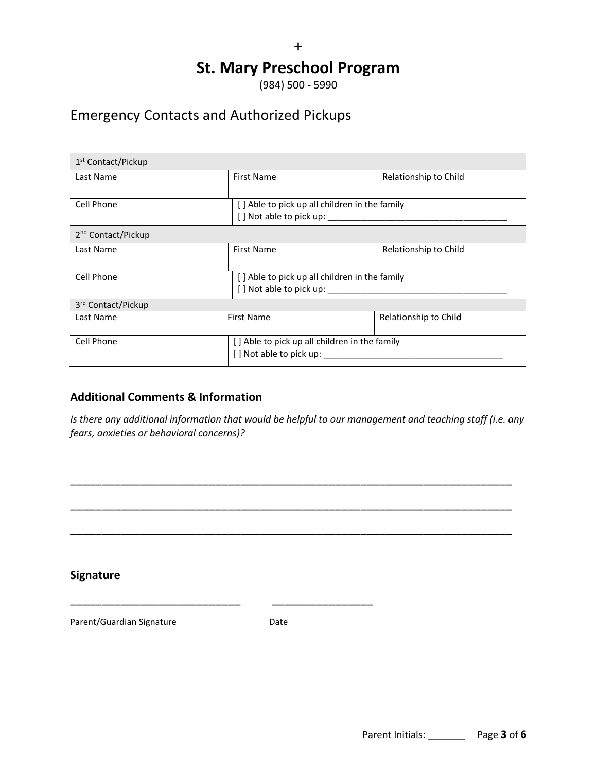+

# St. Mary Preschool Program

(984) 500 - 5990

## Emergency Contacts and Authorized Pickups

| 1st Contact/Pickup | | |
|---|---|---|
| Last Name | First Name | Relationship to Child |
| Cell Phone | [ ] Able to pick up all children in the family<br>[ ] Not able to pick up: ____________________________________ | |
| **2nd Contact/Pickup** | | |
| Last Name | First Name | Relationship to Child |
| Cell Phone | [ ] Able to pick up all children in the family<br>[ ] Not able to pick up: ____________________________________ | |
| **3rd Contact/Pickup** | | |
| Last Name | First Name | Relationship to Child |
| Cell Phone | [ ] Able to pick up all children in the family<br>[ ] Not able to pick up: ____________________________________ | |

### Additional Comments & Information

*Is there any additional information that would be helpful to our management and teaching staff (i.e. any fears, anxieties or behavioral concerns)?*

________________________________________________________________________________

________________________________________________________________________________

________________________________________________________________________________

### Signature

_______________________________ __________________

Parent/Guardian Signature Date

Parent Initials: _______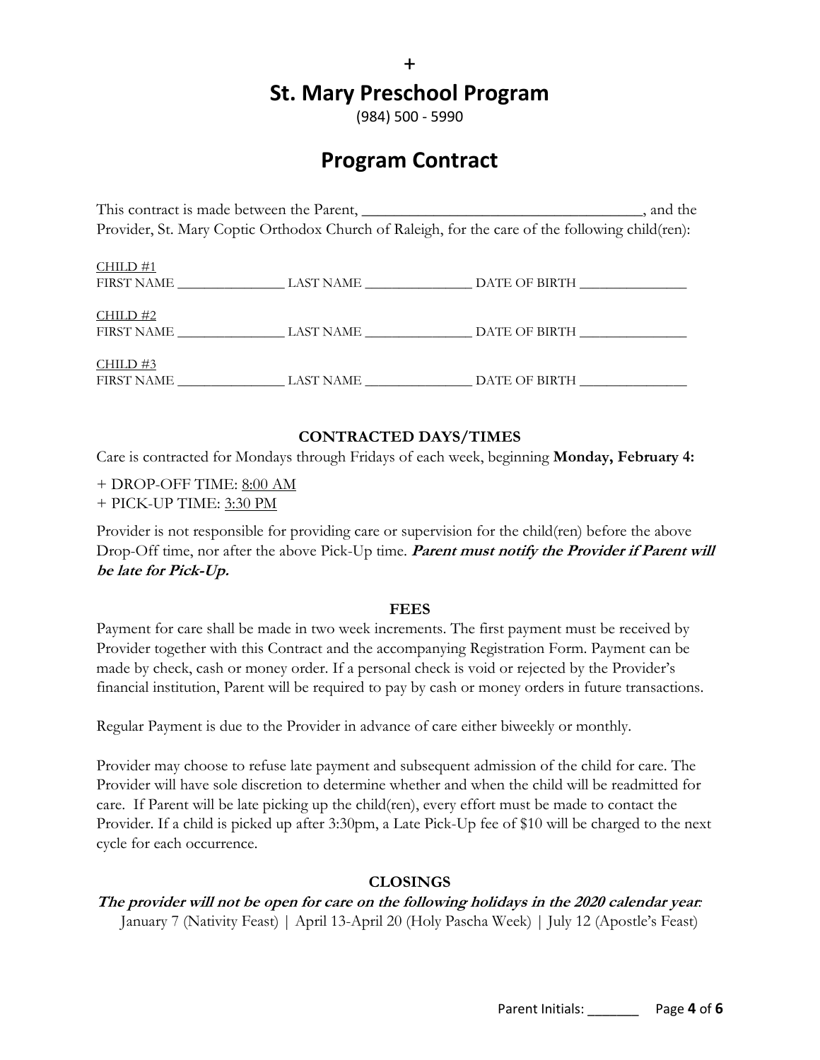+

# St. Mary Preschool Program

(984) 500 - 5990

## Program Contract

This contract is made between the Parent, \_\_\_\_\_\_\_\_\_\_\_\_\_\_\_\_\_\_\_\_\_\_\_\_\_\_\_\_\_\_\_\_\_\_\_, and the Provider, St. Mary Coptic Orthodox Church of Raleigh, for the care of the following child(ren):

CHILD #1
FIRST NAME \_\_\_\_\_\_\_\_\_\_\_\_\_\_\_ LAST NAME \_\_\_\_\_\_\_\_\_\_\_\_\_\_\_ DATE OF BIRTH \_\_\_\_\_\_\_\_\_\_\_\_\_\_\_

CHILD #2
FIRST NAME \_\_\_\_\_\_\_\_\_\_\_\_\_\_\_ LAST NAME \_\_\_\_\_\_\_\_\_\_\_\_\_\_\_ DATE OF BIRTH \_\_\_\_\_\_\_\_\_\_\_\_\_\_\_

CHILD #3
FIRST NAME \_\_\_\_\_\_\_\_\_\_\_\_\_\_\_ LAST NAME \_\_\_\_\_\_\_\_\_\_\_\_\_\_\_ DATE OF BIRTH \_\_\_\_\_\_\_\_\_\_\_\_\_\_\_

### CONTRACTED DAYS/TIMES

Care is contracted for Mondays through Fridays of each week, beginning **Monday, February 4:**

+ DROP-OFF TIME: 8:00 AM
+ PICK-UP TIME: 3:30 PM

Provider is not responsible for providing care or supervision for the child(ren) before the above Drop-Off time, nor after the above Pick-Up time. ***Parent must notify the Provider if Parent will be late for Pick-Up.***

### FEES

Payment for care shall be made in two week increments. The first payment must be received by Provider together with this Contract and the accompanying Registration Form. Payment can be made by check, cash or money order. If a personal check is void or rejected by the Provider's financial institution, Parent will be required to pay by cash or money orders in future transactions.

Regular Payment is due to the Provider in advance of care either biweekly or monthly.

Provider may choose to refuse late payment and subsequent admission of the child for care. The Provider will have sole discretion to determine whether and when the child will be readmitted for care. If Parent will be late picking up the child(ren), every effort must be made to contact the Provider. If a child is picked up after 3:30pm, a Late Pick-Up fee of $10 will be charged to the next cycle for each occurrence.

### CLOSINGS

***The provider will not be open for care on the following holidays in the 2020 calendar year*:**

January 7 (Nativity Feast) | April 13-April 20 (Holy Pascha Week) | July 12 (Apostle's Feast)

Parent Initials: \_\_\_\_\_\_\_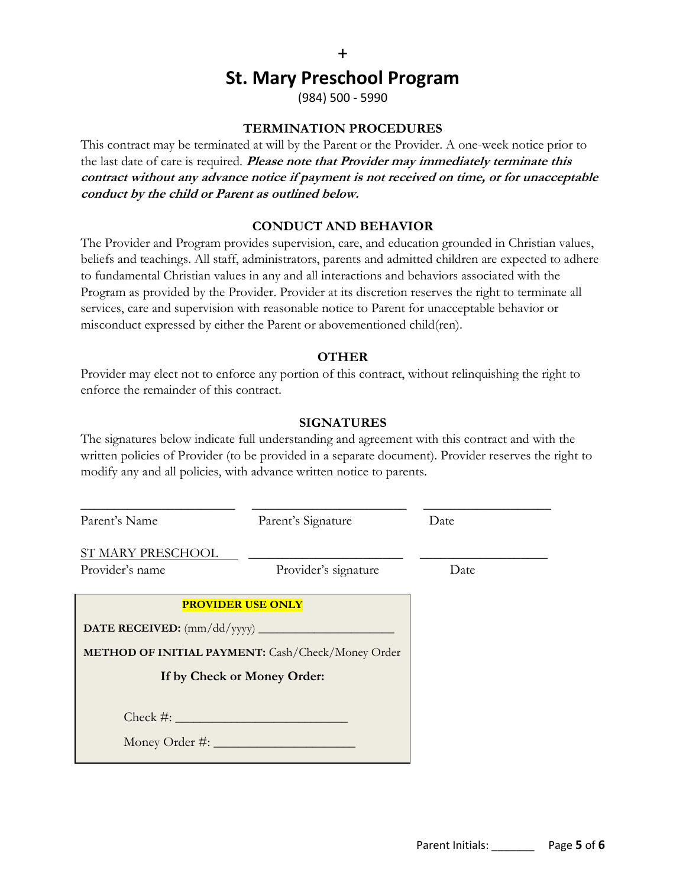+

# St. Mary Preschool Program

(984) 500 - 5990

## TERMINATION PROCEDURES

This contract may be terminated at will by the Parent or the Provider. A one-week notice prior to the last date of care is required. ***Please note that Provider may immediately terminate this contract without any advance notice if payment is not received on time, or for unacceptable conduct by the child or Parent as outlined below.***

## CONDUCT AND BEHAVIOR

The Provider and Program provides supervision, care, and education grounded in Christian values, beliefs and teachings. All staff, administrators, parents and admitted children are expected to adhere to fundamental Christian values in any and all interactions and behaviors associated with the Program as provided by the Provider. Provider at its discretion reserves the right to terminate all services, care and supervision with reasonable notice to Parent for unacceptable behavior or misconduct expressed by either the Parent or abovementioned child(ren).

## OTHER

Provider may elect not to enforce any portion of this contract, without relinquishing the right to enforce the remainder of this contract.

## SIGNATURES

The signatures below indicate full understanding and agreement with this contract and with the written policies of Provider (to be provided in a separate document). Provider reserves the right to modify any and all policies, with advance written notice to parents.

| | | |
|---|---|---|
| _______________________ | _______________________ | ___________________ |
| Parent's Name | Parent's Signature | Date |
| ST MARY PRESCHOOL | _______________________ | ___________________ |
| Provider's name | Provider's signature | Date |

**PROVIDER USE ONLY**

**DATE RECEIVED:** (mm/dd/yyyy) ______________________

**METHOD OF INITIAL PAYMENT:** Cash/Check/Money Order

**If by Check or Money Order:**

Check #: __________________________

Money Order #: _____________________

Parent Initials: _______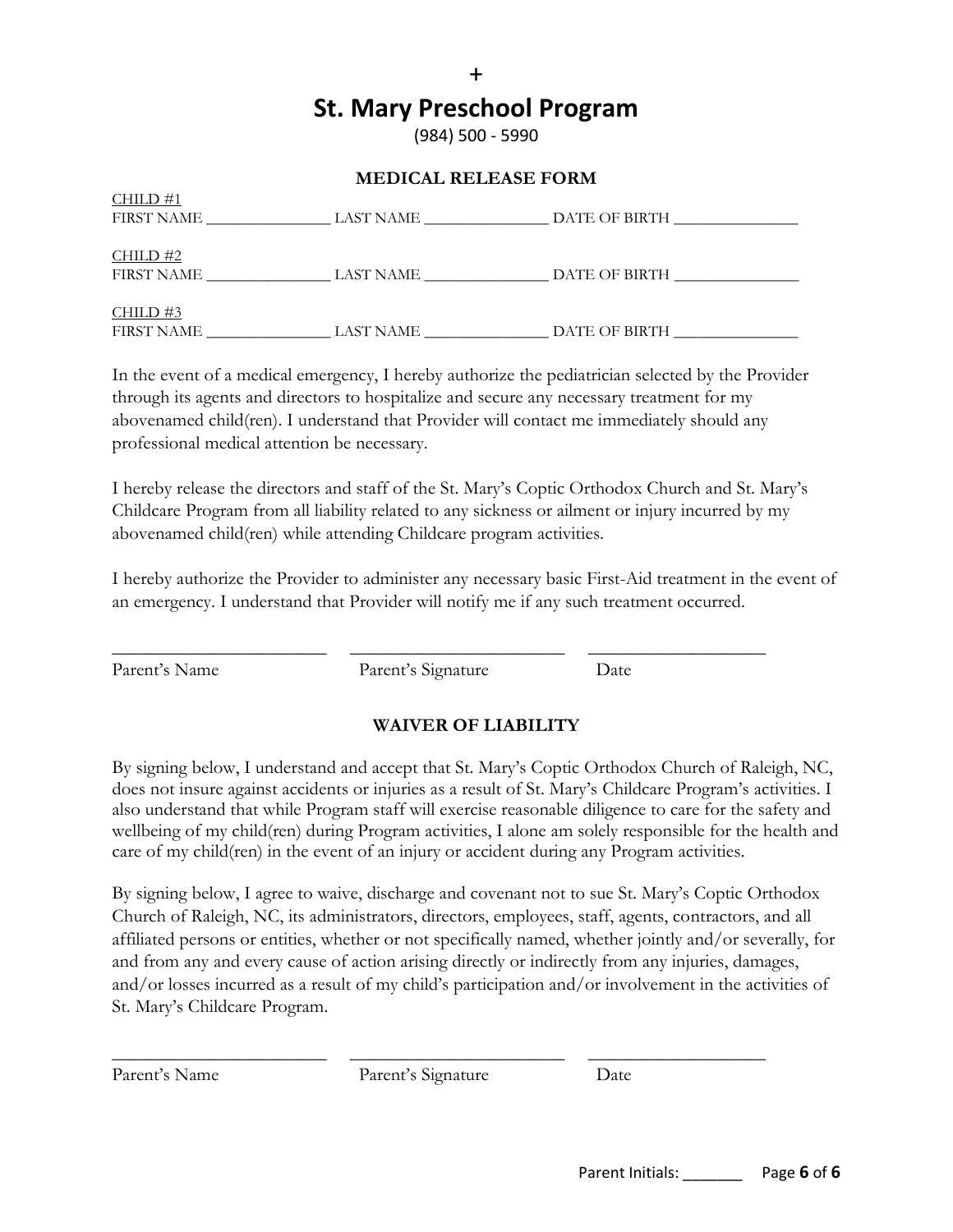+

# St. Mary Preschool Program

(984) 500 - 5990

## MEDICAL RELEASE FORM

CHILD #1
FIRST NAME _______________ LAST NAME _______________ DATE OF BIRTH _______________

CHILD #2
FIRST NAME _______________ LAST NAME _______________ DATE OF BIRTH _______________

CHILD #3
FIRST NAME _______________ LAST NAME _______________ DATE OF BIRTH _______________

In the event of a medical emergency, I hereby authorize the pediatrician selected by the Provider through its agents and directors to hospitalize and secure any necessary treatment for my abovenamed child(ren). I understand that Provider will contact me immediately should any professional medical attention be necessary.

I hereby release the directors and staff of the St. Mary's Coptic Orthodox Church and St. Mary's Childcare Program from all liability related to any sickness or ailment or injury incurred by my abovenamed child(ren) while attending Childcare program activities.

I hereby authorize the Provider to administer any necessary basic First-Aid treatment in the event of an emergency. I understand that Provider will notify me if any such treatment occurred.

________________________ ________________________ ____________________
Parent's Name Parent's Signature Date

## WAIVER OF LIABILITY

By signing below, I understand and accept that St. Mary's Coptic Orthodox Church of Raleigh, NC, does not insure against accidents or injuries as a result of St. Mary's Childcare Program's activities. I also understand that while Program staff will exercise reasonable diligence to care for the safety and wellbeing of my child(ren) during Program activities, I alone am solely responsible for the health and care of my child(ren) in the event of an injury or accident during any Program activities.

By signing below, I agree to waive, discharge and covenant not to sue St. Mary's Coptic Orthodox Church of Raleigh, NC, its administrators, directors, employees, staff, agents, contractors, and all affiliated persons or entities, whether or not specifically named, whether jointly and/or severally, for and from any and every cause of action arising directly or indirectly from any injuries, damages, and/or losses incurred as a result of my child's participation and/or involvement in the activities of St. Mary's Childcare Program.

________________________ ________________________ ____________________
Parent's Name Parent's Signature Date

Parent Initials: _______